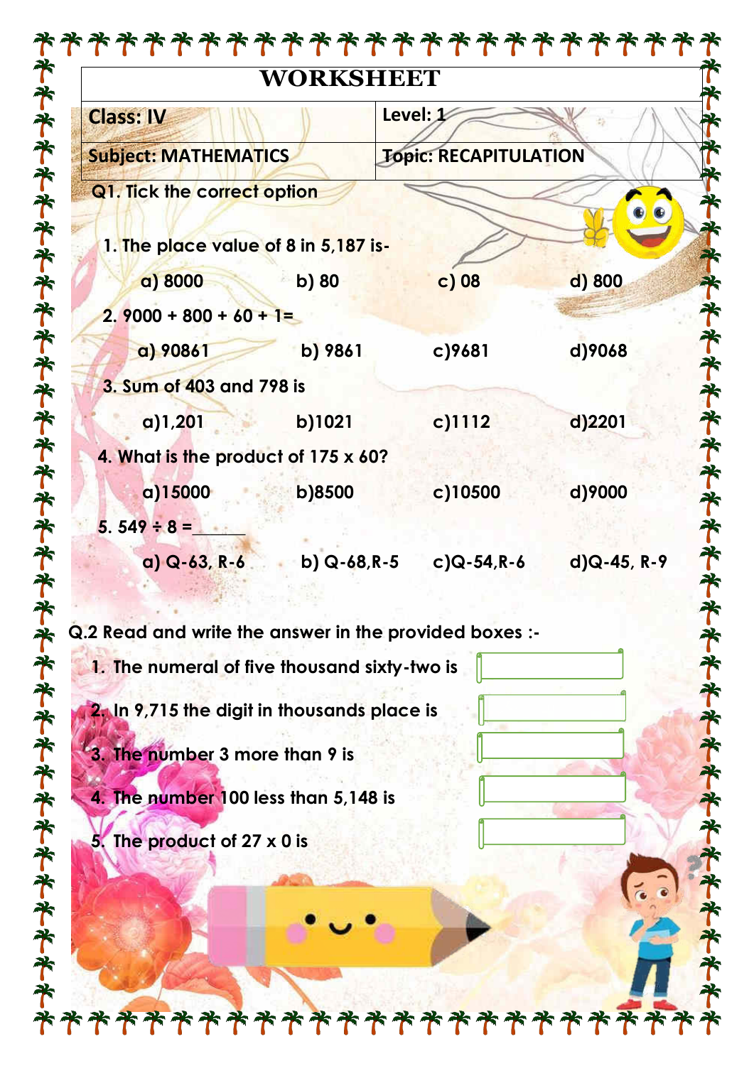# WORKSHEET

| | |
|---|---|
| **Class: IV** | **Level: 1** |
| **Subject: MATHEMATICS** | **Topic: RECAPITULATION** |

**Q1. Tick the correct option**

1. The place value of 8 in 5,187 is-

   a) 8000 b) 80 c) 08 d) 800

2. 9000 + 800 + 60 + 1=

   a) 90861 b) 9861 c)9681 d)9068

3. Sum of 403 and 798 is

   a)1,201 b)1021 c)1112 d)2201

4. What is the product of 175 x 60?

   a)15000 b)8500 c)10500 d)9000

5. 549 ÷ 8 =______

   a) Q-63, R-6 b) Q-68,R-5 c)Q-54,R-6 d)Q-45, R-9

**Q.2 Read and write the answer in the provided boxes :-**

1. The numeral of five thousand sixty-two is
2. In 9,715 the digit in thousands place is
3. The number 3 more than 9 is
4. The number 100 less than 5,148 is
5. The product of 27 x 0 is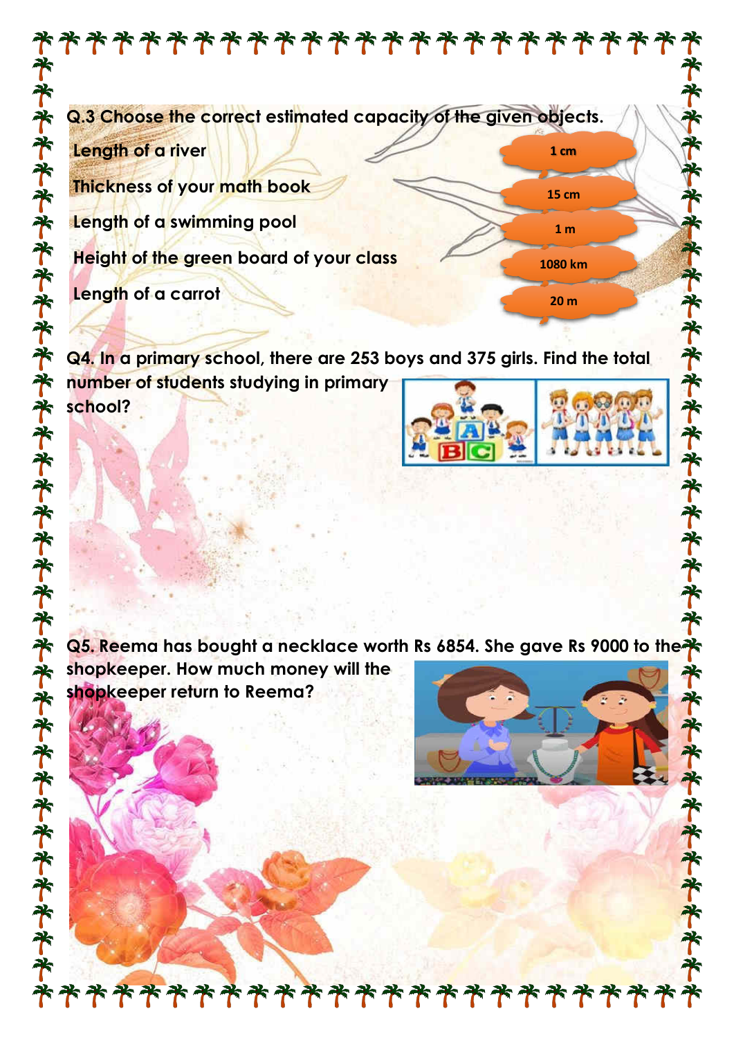**Q.3 Choose the correct estimated capacity of the given objects.**

**Length of a river**

**Thickness of your math book**

**Length of a swimming pool**

**Height of the green board of your class**

**Length of a carrot**

1 cm

15 cm

1 m

1080 km

20 m

**Q4. In a primary school, there are 253 boys and 375 girls. Find the total number of students studying in primary school?**

**Q5. Reema has bought a necklace worth Rs 6854. She gave Rs 9000 to the shopkeeper. How much money will the shopkeeper return to Reema?**